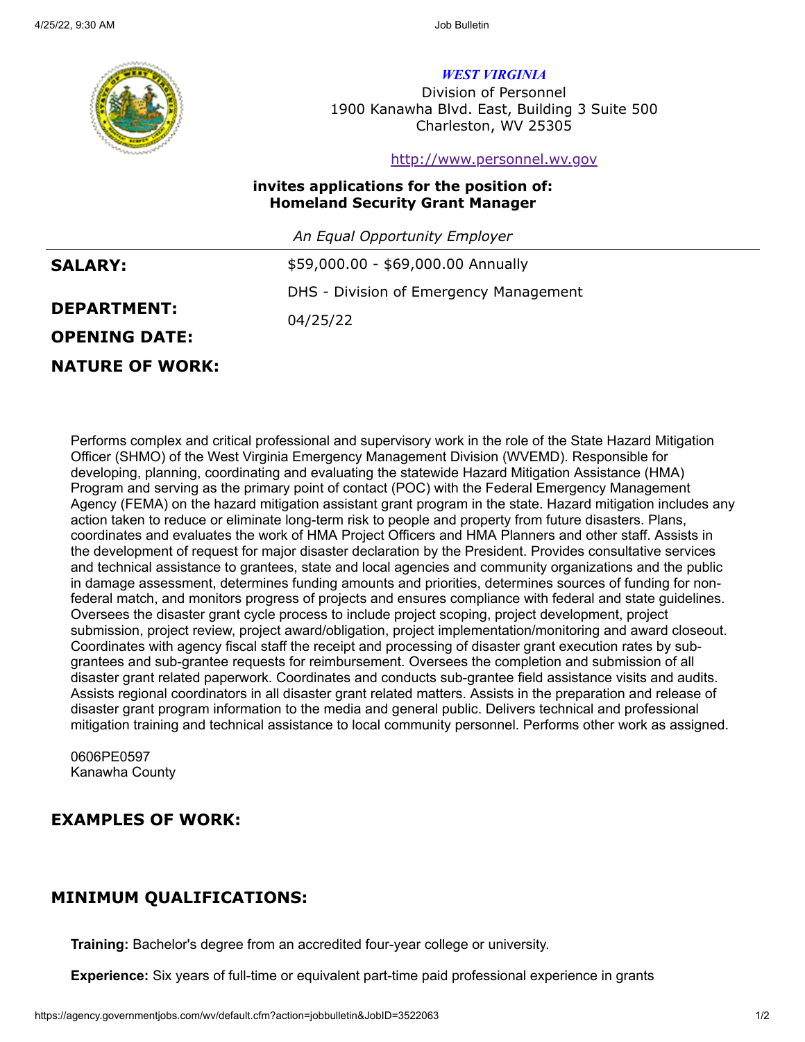*WEST VIRGINIA*

Division of Personnel
1900 Kanawha Blvd. East, Building 3 Suite 500
Charleston, WV 25305

http://www.personnel.wv.gov

**invites applications for the position of:**
**Homeland Security Grant Manager**

*An Equal Opportunity Employer*

| | |
|---|---|
| **SALARY:** | $59,000.00 - $69,000.00 Annually |
| **DEPARTMENT:** | DHS - Division of Emergency Management |
| **OPENING DATE:** | 04/25/22 |

## NATURE OF WORK:

Performs complex and critical professional and supervisory work in the role of the State Hazard Mitigation Officer (SHMO) of the West Virginia Emergency Management Division (WVEMD). Responsible for developing, planning, coordinating and evaluating the statewide Hazard Mitigation Assistance (HMA) Program and serving as the primary point of contact (POC) with the Federal Emergency Management Agency (FEMA) on the hazard mitigation assistant grant program in the state. Hazard mitigation includes any action taken to reduce or eliminate long-term risk to people and property from future disasters. Plans, coordinates and evaluates the work of HMA Project Officers and HMA Planners and other staff. Assists in the development of request for major disaster declaration by the President. Provides consultative services and technical assistance to grantees, state and local agencies and community organizations and the public in damage assessment, determines funding amounts and priorities, determines sources of funding for non-federal match, and monitors progress of projects and ensures compliance with federal and state guidelines. Oversees the disaster grant cycle process to include project scoping, project development, project submission, project review, project award/obligation, project implementation/monitoring and award closeout. Coordinates with agency fiscal staff the receipt and processing of disaster grant execution rates by sub-grantees and sub-grantee requests for reimbursement. Oversees the completion and submission of all disaster grant related paperwork. Coordinates and conducts sub-grantee field assistance visits and audits. Assists regional coordinators in all disaster grant related matters. Assists in the preparation and release of disaster grant program information to the media and general public. Delivers technical and professional mitigation training and technical assistance to local community personnel. Performs other work as assigned.

0606PE0597
Kanawha County

## EXAMPLES OF WORK:

## MINIMUM QUALIFICATIONS:

**Training:** Bachelor's degree from an accredited four-year college or university.

**Experience:** Six years of full-time or equivalent part-time paid professional experience in grants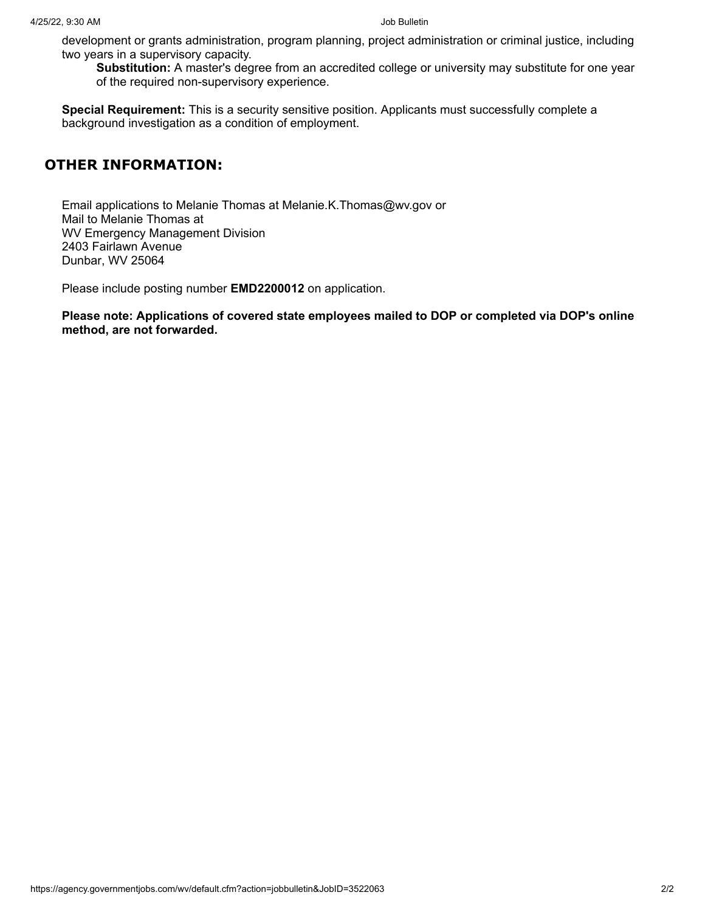development or grants administration, program planning, project administration or criminal justice, including two years in a supervisory capacity.

> **Substitution:** A master's degree from an accredited college or university may substitute for one year of the required non-supervisory experience.

**Special Requirement:** This is a security sensitive position. Applicants must successfully complete a background investigation as a condition of employment.

## OTHER INFORMATION:

Email applications to Melanie Thomas at Melanie.K.Thomas@wv.gov or
Mail to Melanie Thomas at
WV Emergency Management Division
2403 Fairlawn Avenue
Dunbar, WV 25064

Please include posting number **EMD2200012** on application.

**Please note: Applications of covered state employees mailed to DOP or completed via DOP's online method, are not forwarded.**